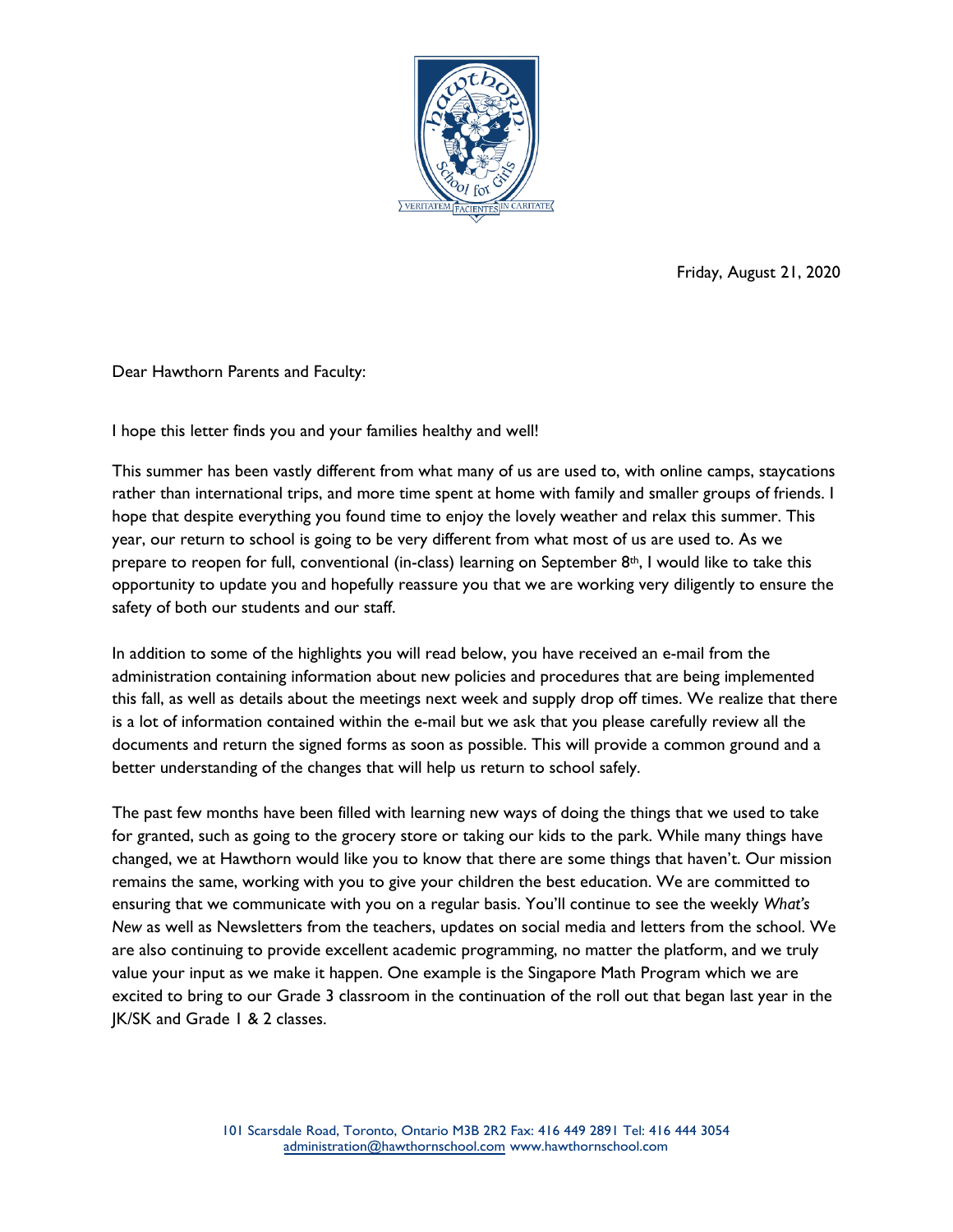Friday, August 21, 2020

Dear Hawthorn Parents and Faculty:

I hope this letter finds you and your families healthy and well!

This summer has been vastly different from what many of us are used to, with online camps, staycations rather than international trips, and more time spent at home with family and smaller groups of friends. I hope that despite everything you found time to enjoy the lovely weather and relax this summer. This year, our return to school is going to be very different from what most of us are used to. As we prepare to reopen for full, conventional (in-class) learning on September 8th, I would like to take this opportunity to update you and hopefully reassure you that we are working very diligently to ensure the safety of both our students and our staff.

In addition to some of the highlights you will read below, you have received an e-mail from the administration containing information about new policies and procedures that are being implemented this fall, as well as details about the meetings next week and supply drop off times. We realize that there is a lot of information contained within the e-mail but we ask that you please carefully review all the documents and return the signed forms as soon as possible. This will provide a common ground and a better understanding of the changes that will help us return to school safely.

The past few months have been filled with learning new ways of doing the things that we used to take for granted, such as going to the grocery store or taking our kids to the park. While many things have changed, we at Hawthorn would like you to know that there are some things that haven't. Our mission remains the same, working with you to give your children the best education. We are committed to ensuring that we communicate with you on a regular basis. You'll continue to see the weekly *What's New* as well as Newsletters from the teachers, updates on social media and letters from the school. We are also continuing to provide excellent academic programming, no matter the platform, and we truly value your input as we make it happen. One example is the Singapore Math Program which we are excited to bring to our Grade 3 classroom in the continuation of the roll out that began last year in the JK/SK and Grade 1 & 2 classes.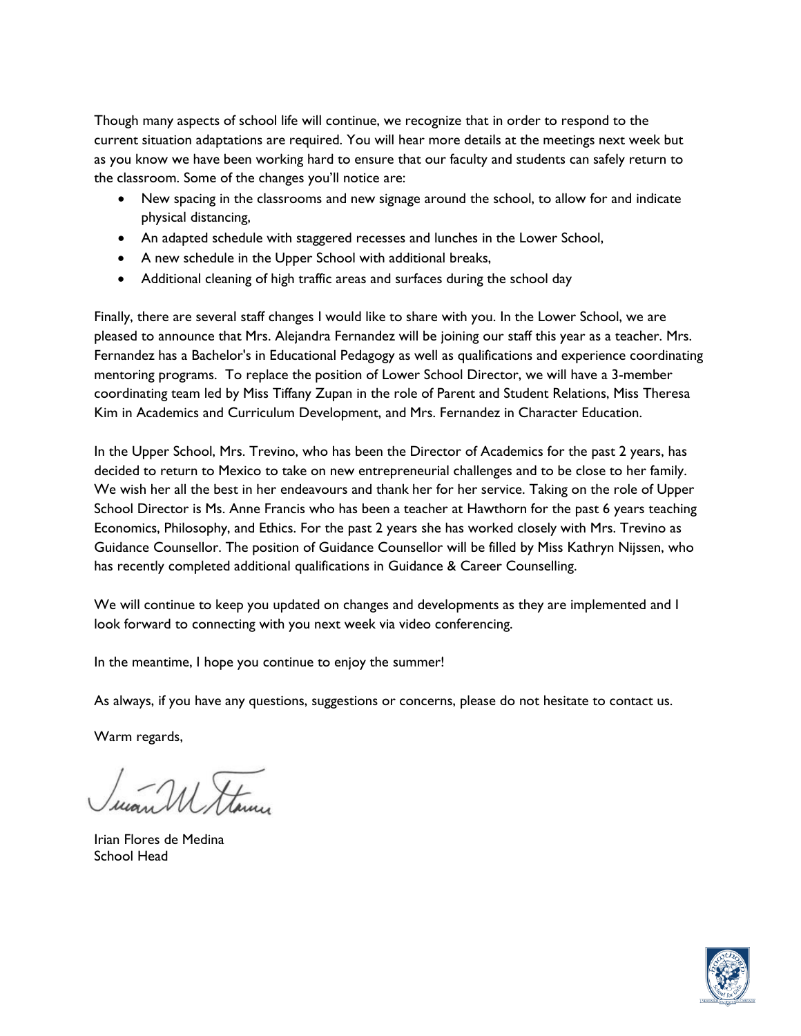Though many aspects of school life will continue, we recognize that in order to respond to the current situation adaptations are required. You will hear more details at the meetings next week but as you know we have been working hard to ensure that our faculty and students can safely return to the classroom. Some of the changes you'll notice are:

- New spacing in the classrooms and new signage around the school, to allow for and indicate physical distancing,
- An adapted schedule with staggered recesses and lunches in the Lower School,
- A new schedule in the Upper School with additional breaks,
- Additional cleaning of high traffic areas and surfaces during the school day

Finally, there are several staff changes I would like to share with you. In the Lower School, we are pleased to announce that Mrs. Alejandra Fernandez will be joining our staff this year as a teacher. Mrs. Fernandez has a Bachelor's in Educational Pedagogy as well as qualifications and experience coordinating mentoring programs. To replace the position of Lower School Director, we will have a 3-member coordinating team led by Miss Tiffany Zupan in the role of Parent and Student Relations, Miss Theresa Kim in Academics and Curriculum Development, and Mrs. Fernandez in Character Education.

In the Upper School, Mrs. Trevino, who has been the Director of Academics for the past 2 years, has decided to return to Mexico to take on new entrepreneurial challenges and to be close to her family. We wish her all the best in her endeavours and thank her for her service. Taking on the role of Upper School Director is Ms. Anne Francis who has been a teacher at Hawthorn for the past 6 years teaching Economics, Philosophy, and Ethics. For the past 2 years she has worked closely with Mrs. Trevino as Guidance Counsellor. The position of Guidance Counsellor will be filled by Miss Kathryn Nijssen, who has recently completed additional qualifications in Guidance & Career Counselling.

We will continue to keep you updated on changes and developments as they are implemented and I look forward to connecting with you next week via video conferencing.

In the meantime, I hope you continue to enjoy the summer!

As always, if you have any questions, suggestions or concerns, please do not hesitate to contact us.

Warm regards,

Irian Flores de Medina
School Head